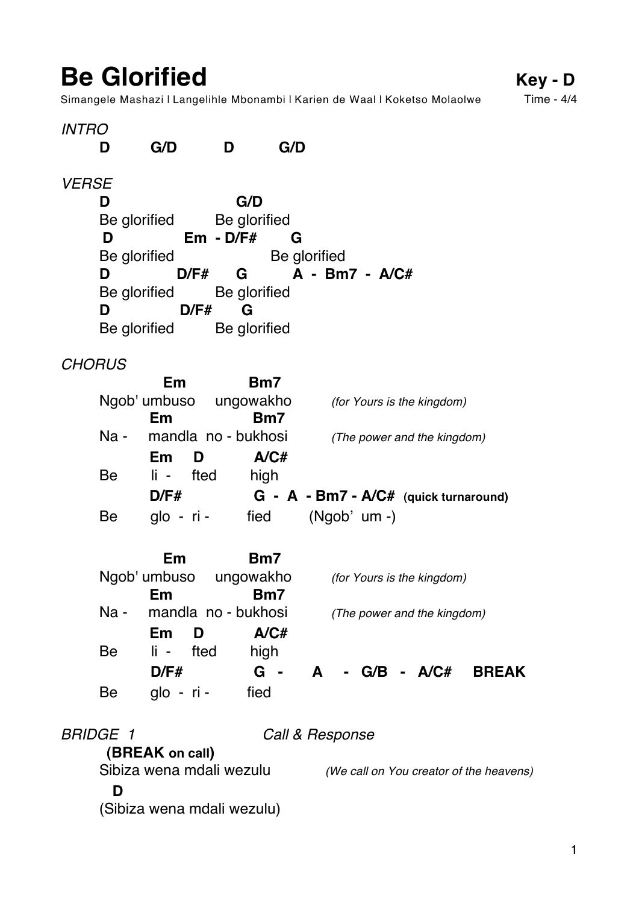# Be Glorified

**Key - D**

Simangele Mashazi | Langelihle Mbonambi | Karien de Waal | Koketso Molaolwe

Time - 4/4

*INTRO*

```
D        G/D        D        G/D
```

*VERSE*

```
D                        G/D
Be glorified         Be glorified
 D              Em  - D/F#       G
Be glorified                  Be glorified
D            D/F#      G         A  -  Bm7  -  A/C#
Be glorified         Be glorified
D              D/F#      G
Be glorified         Be glorified
```

*CHORUS*

```
            Em             Bm7
Ngob' umbuso     ungowakho         (for Yours is the kingdom)
         Em                 Bm7
Na -     mandla  no - bukhosi          (The power and the kingdom)
         Em     D           A/C#
Be        li -    fted          high
         D/F#                 G  -  A  - Bm7 - A/C#  (quick turnaround)
Be        glo  -  ri -         fied         (Ngob'  um -)

            Em             Bm7
Ngob' umbuso     ungowakho         (for Yours is the kingdom)
         Em                 Bm7
Na -     mandla  no - bukhosi          (The power and the kingdom)
         Em     D           A/C#
Be        li -    fted          high
         D/F#                 G  -     A    -  G/B  -  A/C#     BREAK
Be        glo  -  ri -         fied
```

*BRIDGE 1* *Call & Response*

```
  (BREAK on call)
Sibiza wena mdali wezulu           (We call on You creator of the heavens)
   D
(Sibiza wena mdali wezulu)
```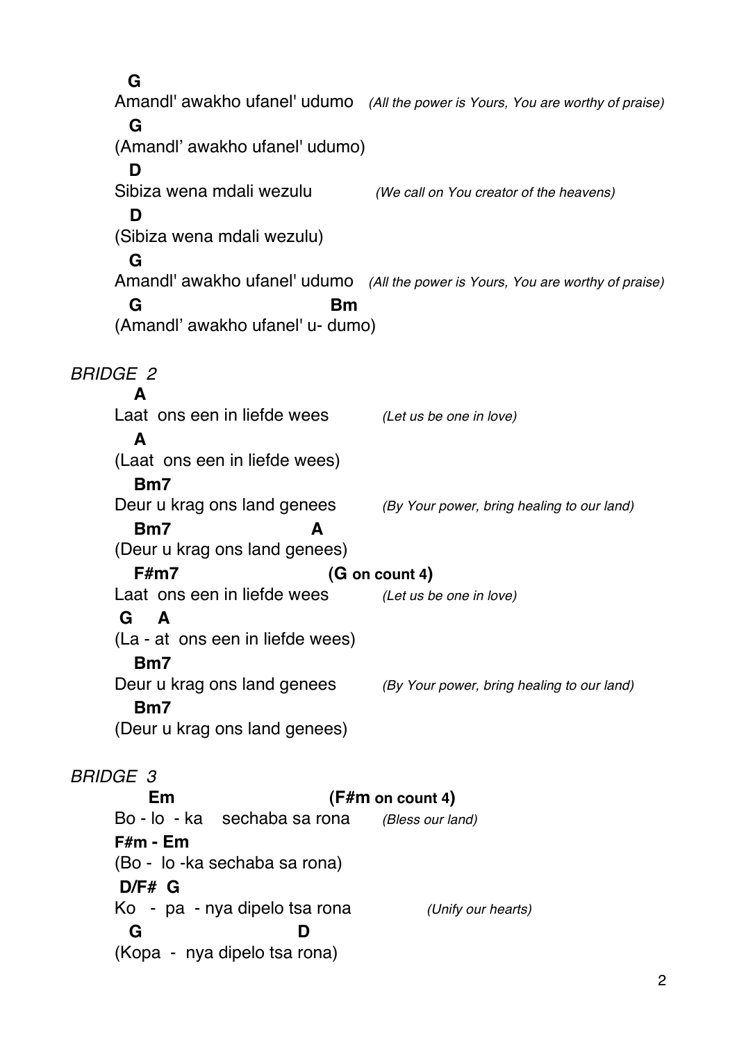```
  G
Amandl' awakho ufanel' udumo   (All the power is Yours, You are worthy of praise)
  G
(Amandl' awakho ufanel' udumo)
  D
Sibiza wena mdali wezulu          (We call on You creator of the heavens)
  D
(Sibiza wena mdali wezulu)
  G
Amandl' awakho ufanel' udumo   (All the power is Yours, You are worthy of praise)
  G                         Bm
(Amandl' awakho ufanel' u- dumo)
```

*BRIDGE 2*

```
  A
Laat  ons een in liefde wees        (Let us be one in love)
  A
(Laat  ons een in liefde wees)
  Bm7
Deur u krag ons land genees         (By Your power, bring healing to our land)
  Bm7                  A
(Deur u krag ons land genees)
  F#m7                   (G on count 4)
Laat  ons een in liefde wees        (Let us be one in love)
 G    A
(La - at  ons een in liefde wees)
  Bm7
Deur u krag ons land genees         (By Your power, bring healing to our land)
  Bm7
(Deur u krag ons land genees)
```

*BRIDGE 3*

```
    Em                      (F#m on count 4)
Bo - lo  - ka    sechaba sa rona     (Bless our land)
F#m - Em
(Bo -  lo -ka sechaba sa rona)
 D/F#  G
Ko   -  pa  - nya dipelo tsa rona            (Unify our hearts)
  G                     D
(Kopa  -  nya dipelo tsa rona)
```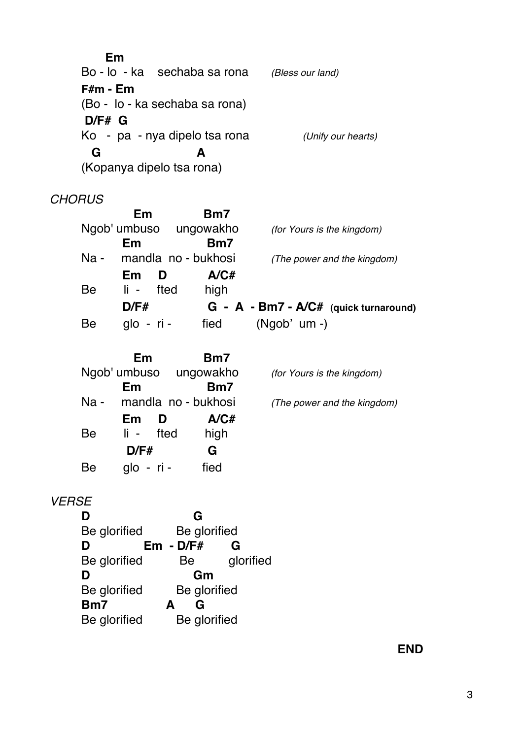```
      Em
Bo - lo  - ka    sechaba sa rona        (Bless our land)
F#m - Em
(Bo -  lo - ka sechaba sa rona)
 D/F#  G
Ko   -  pa  - nya dipelo tsa rona             (Unify our hearts)
  G                         A
(Kopanya dipelo tsa rona)
```

*CHORUS*

```
             Em              Bm7
Ngob' umbuso     ungowakho          (for Yours is the kingdom)
          Em                  Bm7
Na -     mandla  no - bukhosi          (The power and the kingdom)
          Em     D           A/C#
Be        li -    fted        high
          D/F#                G  -  A  - Bm7 - A/C#  (quick turnaround)
Be        glo  -  ri -         fied         (Ngob'  um -)
```

```
             Em              Bm7
Ngob' umbuso     ungowakho          (for Yours is the kingdom)
          Em                  Bm7
Na -     mandla  no - bukhosi          (The power and the kingdom)
          Em     D           A/C#
Be        li -    fted        high
           D/F#              G
Be        glo  -  ri -         fied
```

*VERSE*

```
D                         G
Be glorified          Be glorified
D              Em  - D/F#       G
Be glorified           Be          glorified
D                         Gm
Be glorified          Be glorified
Bm7                A     G
Be glorified          Be glorified
```

**END**